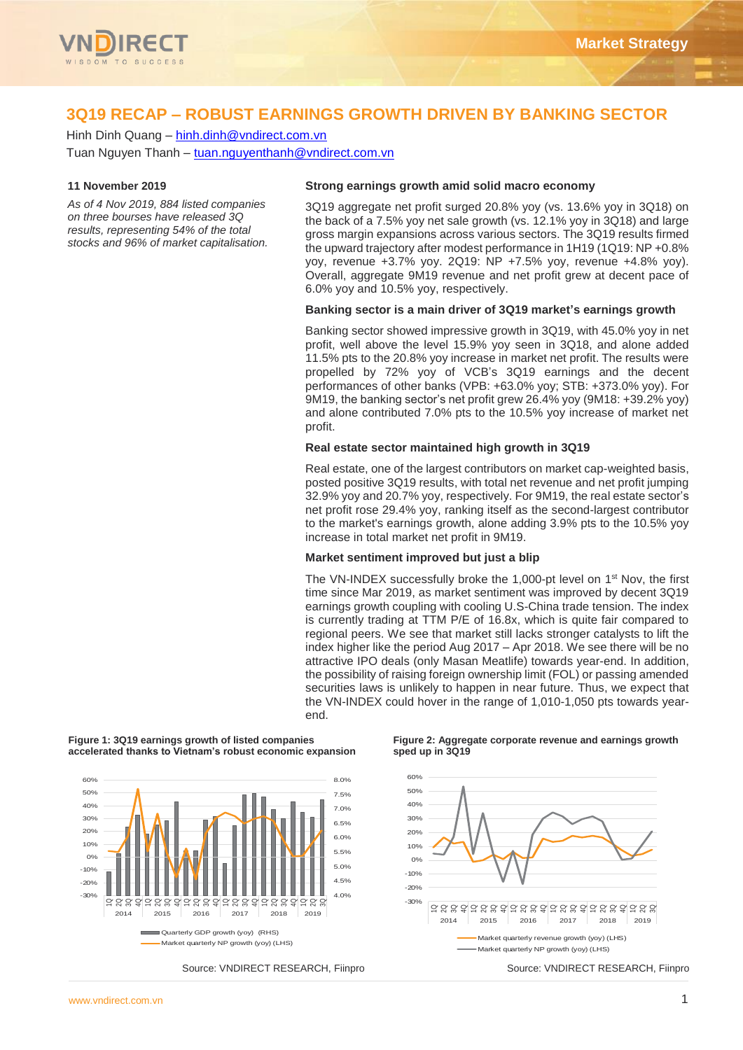# 3Q19 RECAP – ROBUST EARNINGS GROWTH DRIVEN BY BANKING SECTOR

Hinh Dinh Quang – hinh.dinh@vndirect.com.vn
Tuan Nguyen Thanh – tuan.nguyenthanh@vndirect.com.vn

**11 November 2019**

*As of 4 Nov 2019, 884 listed companies on three bourses have released 3Q results, representing 54% of the total stocks and 96% of market capitalisation.*

### Strong earnings growth amid solid macro economy

3Q19 aggregate net profit surged 20.8% yoy (vs. 13.6% yoy in 3Q18) on the back of a 7.5% yoy net sale growth (vs. 12.1% yoy in 3Q18) and large gross margin expansions across various sectors. The 3Q19 results firmed the upward trajectory after modest performance in 1H19 (1Q19: NP +0.8% yoy, revenue +3.7% yoy. 2Q19: NP +7.5% yoy, revenue +4.8% yoy). Overall, aggregate 9M19 revenue and net profit grew at decent pace of 6.0% yoy and 10.5% yoy, respectively.

### Banking sector is a main driver of 3Q19 market's earnings growth

Banking sector showed impressive growth in 3Q19, with 45.0% yoy in net profit, well above the level 15.9% yoy seen in 3Q18, and alone added 11.5% pts to the 20.8% yoy increase in market net profit. The results were propelled by 72% yoy of VCB's 3Q19 earnings and the decent performances of other banks (VPB: +63.0% yoy; STB: +373.0% yoy). For 9M19, the banking sector's net profit grew 26.4% yoy (9M18: +39.2% yoy) and alone contributed 7.0% pts to the 10.5% yoy increase of market net profit.

### Real estate sector maintained high growth in 3Q19

Real estate, one of the largest contributors on market cap-weighted basis, posted positive 3Q19 results, with total net revenue and net profit jumping 32.9% yoy and 20.7% yoy, respectively. For 9M19, the real estate sector's net profit rose 29.4% yoy, ranking itself as the second-largest contributor to the market's earnings growth, alone adding 3.9% pts to the 10.5% yoy increase in total market net profit in 9M19.

### Market sentiment improved but just a blip

The VN-INDEX successfully broke the 1,000-pt level on 1st Nov, the first time since Mar 2019, as market sentiment was improved by decent 3Q19 earnings growth coupling with cooling U.S-China trade tension. The index is currently trading at TTM P/E of 16.8x, which is quite fair compared to regional peers. We see that market still lacks stronger catalysts to lift the index higher like the period Aug 2017 – Apr 2018. We see there will be no attractive IPO deals (only Masan Meatlife) towards year-end. In addition, the possibility of raising foreign ownership limit (FOL) or passing amended securities laws is unlikely to happen in near future. Thus, we expect that the VN-INDEX could hover in the range of 1,010-1,050 pts towards year-end.

**Figure 1: 3Q19 earnings growth of listed companies accelerated thanks to Vietnam's robust economic expansion**

Source: VNDIRECT RESEARCH, Fiinpro

**Figure 2: Aggregate corporate revenue and earnings growth sped up in 3Q19**

Source: VNDIRECT RESEARCH, Fiinpro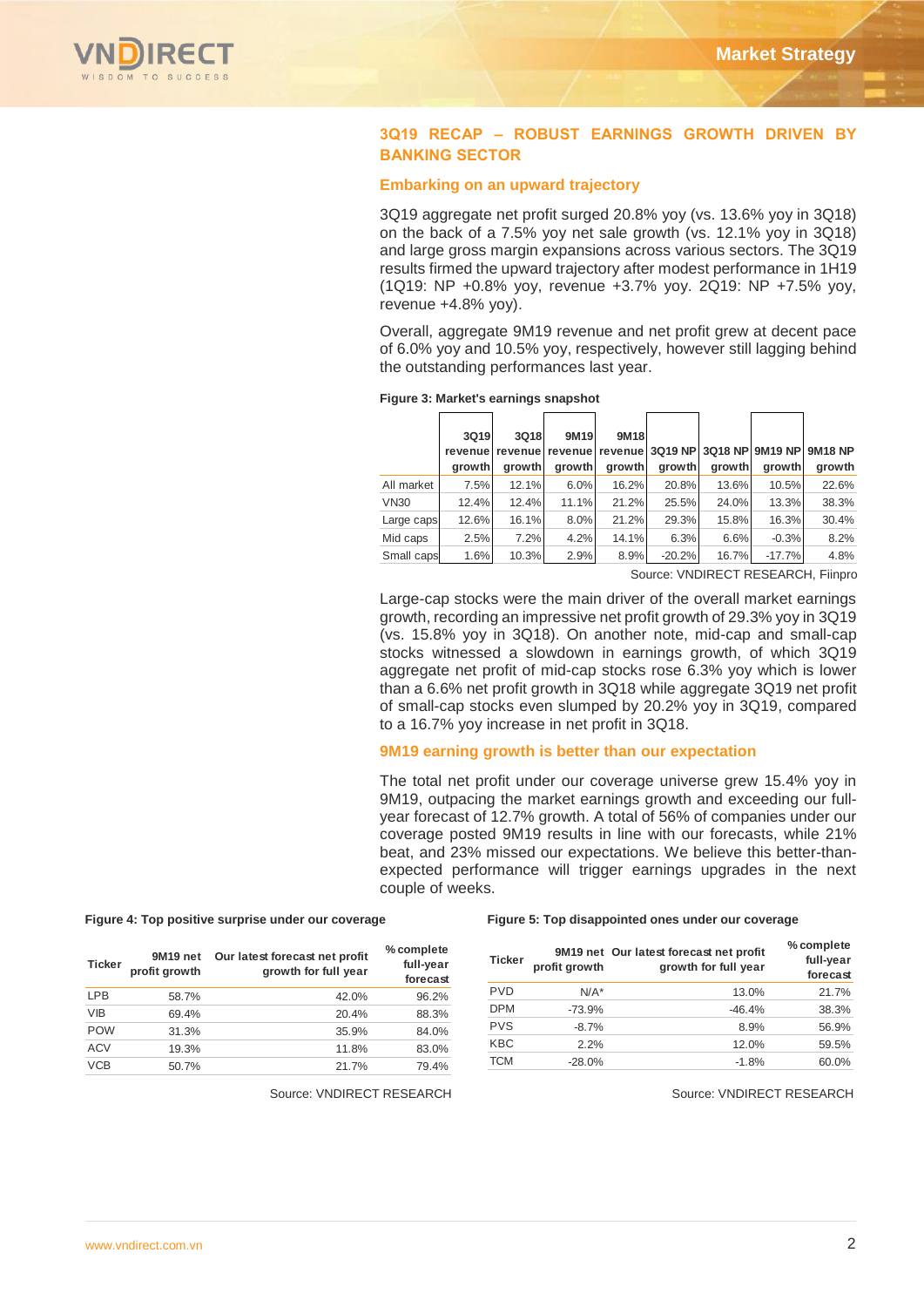## 3Q19 RECAP – ROBUST EARNINGS GROWTH DRIVEN BY BANKING SECTOR

### Embarking on an upward trajectory

3Q19 aggregate net profit surged 20.8% yoy (vs. 13.6% yoy in 3Q18) on the back of a 7.5% yoy net sale growth (vs. 12.1% yoy in 3Q18) and large gross margin expansions across various sectors. The 3Q19 results firmed the upward trajectory after modest performance in 1H19 (1Q19: NP +0.8% yoy, revenue +3.7% yoy. 2Q19: NP +7.5% yoy, revenue +4.8% yoy).

Overall, aggregate 9M19 revenue and net profit grew at decent pace of 6.0% yoy and 10.5% yoy, respectively, however still lagging behind the outstanding performances last year.

**Figure 3: Market's earnings snapshot**

| | 3Q19 revenue growth | 3Q18 revenue growth | 9M19 revenue growth | 9M18 revenue growth | 3Q19 NP growth | 3Q18 NP growth | 9M19 NP growth | 9M18 NP growth |
|---|---|---|---|---|---|---|---|---|
| All market | 7.5% | 12.1% | 6.0% | 16.2% | 20.8% | 13.6% | 10.5% | 22.6% |
| VN30 | 12.4% | 12.4% | 11.1% | 21.2% | 25.5% | 24.0% | 13.3% | 38.3% |
| Large caps | 12.6% | 16.1% | 8.0% | 21.2% | 29.3% | 15.8% | 16.3% | 30.4% |
| Mid caps | 2.5% | 7.2% | 4.2% | 14.1% | 6.3% | 6.6% | -0.3% | 8.2% |
| Small caps | 1.6% | 10.3% | 2.9% | 8.9% | -20.2% | 16.7% | -17.7% | 4.8% |

Source: VNDIRECT RESEARCH, Fiinpro

Large-cap stocks were the main driver of the overall market earnings growth, recording an impressive net profit growth of 29.3% yoy in 3Q19 (vs. 15.8% yoy in 3Q18). On another note, mid-cap and small-cap stocks witnessed a slowdown in earnings growth, of which 3Q19 aggregate net profit of mid-cap stocks rose 6.3% yoy which is lower than a 6.6% net profit growth in 3Q18 while aggregate 3Q19 net profit of small-cap stocks even slumped by 20.2% yoy in 3Q19, compared to a 16.7% yoy increase in net profit in 3Q18.

### 9M19 earning growth is better than our expectation

The total net profit under our coverage universe grew 15.4% yoy in 9M19, outpacing the market earnings growth and exceeding our full-year forecast of 12.7% growth. A total of 56% of companies under our coverage posted 9M19 results in line with our forecasts, while 21% beat, and 23% missed our expectations. We believe this better-than-expected performance will trigger earnings upgrades in the next couple of weeks.

**Figure 4: Top positive surprise under our coverage**

| Ticker | 9M19 net profit growth | Our latest forecast net profit growth for full year | % complete full-year forecast |
|---|---|---|---|
| LPB | 58.7% | 42.0% | 96.2% |
| VIB | 69.4% | 20.4% | 88.3% |
| POW | 31.3% | 35.9% | 84.0% |
| ACV | 19.3% | 11.8% | 83.0% |
| VCB | 50.7% | 21.7% | 79.4% |

Source: VNDIRECT RESEARCH

**Figure 5: Top disappointed ones under our coverage**

| Ticker | 9M19 net profit growth | Our latest forecast net profit growth for full year | % complete full-year forecast |
|---|---|---|---|
| PVD | N/A* | 13.0% | 21.7% |
| DPM | -73.9% | -46.4% | 38.3% |
| PVS | -8.7% | 8.9% | 56.9% |
| KBC | 2.2% | 12.0% | 59.5% |
| TCM | -28.0% | -1.8% | 60.0% |

Source: VNDIRECT RESEARCH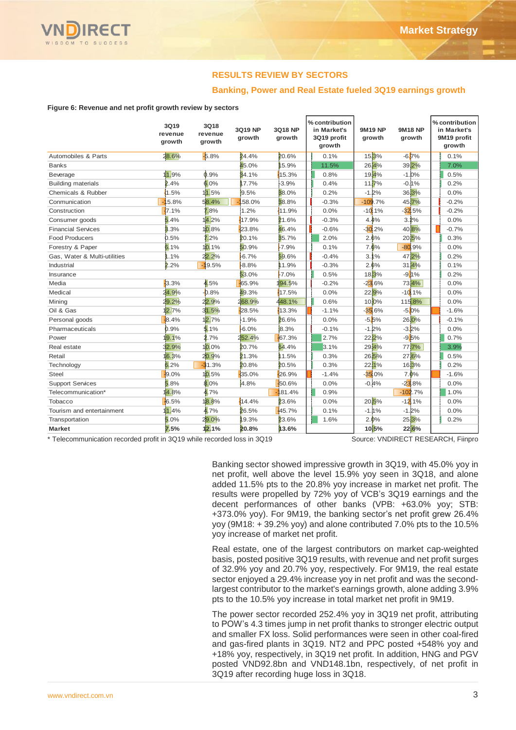## RESULTS REVIEW BY SECTORS

### Banking, Power and Real Estate fueled 3Q19 earnings growth

**Figure 6: Revenue and net profit growth review by sectors**

| | 3Q19 revenue growth | 3Q18 revenue growth | 3Q19 NP growth | 3Q18 NP growth | % contribution in Market's 3Q19 profit growth | 9M19 NP growth | 9M18 NP growth | % contribution in Market's 9M19 profit growth |
|---|---|---|---|---|---|---|---|---|
| Automobiles & Parts | 28.6% | -5.8% | 24.4% | 20.6% | 0.1% | 15.3% | -6.7% | 0.1% |
| Banks | | | 45.0% | 15.9% | 11.5% | 26.4% | 39.2% | 7.0% |
| Beverage | 11.9% | 0.9% | 34.1% | -15.3% | 0.8% | 19.4% | -1.0% | 0.5% |
| Building materials | 2.4% | 6.0% | 17.7% | -3.9% | 0.4% | 11.7% | -0.1% | 0.2% |
| Chemicals & Rubber | -1.5% | 11.5% | 9.5% | 38.0% | 0.2% | -1.2% | 36.3% | 0.0% |
| Conmunication | -15.8% | 58.4% | -158.0% | 38.8% | -0.3% | -109.7% | 45.7% | -0.2% |
| Construction | -7.1% | 7.8% | 1.2% | -11.9% | 0.0% | -10.1% | -32.5% | -0.2% |
| Consumer goods | 5.4% | 14.2% | -17.9% | 21.6% | -0.3% | 4.4% | 3.2% | 0.0% |
| Financial Services | 3.3% | 10.8% | -23.8% | 46.4% | -0.6% | -30.2% | 40.8% | -0.7% |
| Food Producers | 0.5% | 7.2% | 20.1% | 35.7% | 2.0% | 2.6% | 20.5% | 0.3% |
| Forestry & Paper | 6.1% | 10.1% | 50.9% | -7.9% | 0.1% | 7.6% | -80.9% | 0.0% |
| Gas, Water & Multi-utilities | 1.1% | 22.2% | -6.7% | 59.6% | -0.4% | 3.1% | 47.2% | 0.2% |
| Industrial | 2.2% | -19.5% | -8.8% | 11.9% | -0.3% | 2.6% | 31.4% | 0.1% |
| Insurance | | | 53.0% | -7.0% | 0.5% | 18.3% | -9.1% | 0.2% |
| Media | -3.3% | 4.5% | -65.9% | 194.5% | -0.2% | -23.6% | 73.4% | 0.0% |
| Medical | 24.9% | -0.8% | 49.3% | -17.5% | 0.0% | 22.9% | -10.1% | 0.0% |
| Mining | 29.2% | 22.9% | 268.9% | 448.1% | 0.6% | 10.0% | 115.8% | 0.0% |
| Oil & Gas | 12.7% | 31.5% | -28.5% | -13.3% | -1.1% | -35.6% | -5.0% | -1.6% |
| Personal goods | -8.4% | 12.7% | -1.9% | 26.6% | 0.0% | -5.5% | 26.0% | -0.1% |
| Pharmaceuticals | 0.9% | 5.1% | -6.0% | 8.3% | -0.1% | -1.2% | -3.2% | 0.0% |
| Power | 19.1% | 2.7% | 252.4% | -67.3% | 2.7% | 22.2% | -9.5% | 0.7% |
| Real estate | 32.9% | 10.0% | 20.7% | 64.4% | 3.1% | 29.4% | 77.7% | 3.9% |
| Retail | 16.3% | 20.9% | 21.3% | 11.5% | 0.3% | 26.5% | 27.6% | 0.5% |
| Technology | 6.2% | -31.3% | 20.8% | 20.5% | 0.3% | 22.1% | 16.3% | 0.2% |
| Steel | -9.0% | 10.5% | -35.0% | 26.9% | -1.4% | -35.0% | 7.0% | -1.6% |
| Support Services | 5.8% | 8.0% | 4.8% | -50.6% | 0.0% | -0.4% | -23.8% | 0.0% |
| Telecommunication* | 14.8% | 4.7% | | -181.4% | 0.9% | | -102.7% | 1.0% |
| Tobacco | -6.5% | 18.8% | -14.4% | 23.6% | 0.0% | 20.5% | -12.1% | 0.0% |
| Tourism and entertainment | 11.4% | 4.7% | 26.5% | -45.7% | 0.1% | -1.1% | -1.2% | 0.0% |
| Transportation | 5.0% | 29.0% | 19.3% | 23.6% | 1.6% | 2.0% | 25.3% | 0.2% |
| **Market** | **7.5%** | **12.1%** | **20.8%** | **13.6%** | | **10.5%** | **22.6%** | |

\* Telecommunication recorded profit in 3Q19 while recorded loss in 3Q19

Source: VNDIRECT RESEARCH, Fiinpro

Banking sector showed impressive growth in 3Q19, with 45.0% yoy in net profit, well above the level 15.9% yoy seen in 3Q18, and alone added 11.5% pts to the 20.8% yoy increase in market net profit. The results were propelled by 72% yoy of VCB's 3Q19 earnings and the decent performances of other banks (VPB: +63.0% yoy; STB: +373.0% yoy). For 9M19, the banking sector's net profit grew 26.4% yoy (9M18: + 39.2% yoy) and alone contributed 7.0% pts to the 10.5% yoy increase of market net profit.

Real estate, one of the largest contributors on market cap-weighted basis, posted positive 3Q19 results, with revenue and net profit surges of 32.9% yoy and 20.7% yoy, respectively. For 9M19, the real estate sector enjoyed a 29.4% increase yoy in net profit and was the second-largest contributor to the market's earnings growth, alone adding 3.9% pts to the 10.5% yoy increase in total market net profit in 9M19.

The power sector recorded 252.4% yoy in 3Q19 net profit, attributing to POW's 4.3 times jump in net profit thanks to stronger electric output and smaller FX loss. Solid performances were seen in other coal-fired and gas-fired plants in 3Q19. NT2 and PPC posted +548% yoy and +18% yoy, respectively, in 3Q19 net profit. In addition, HNG and PGV posted VND92.8bn and VND148.1bn, respectively, of net profit in 3Q19 after recording huge loss in 3Q18.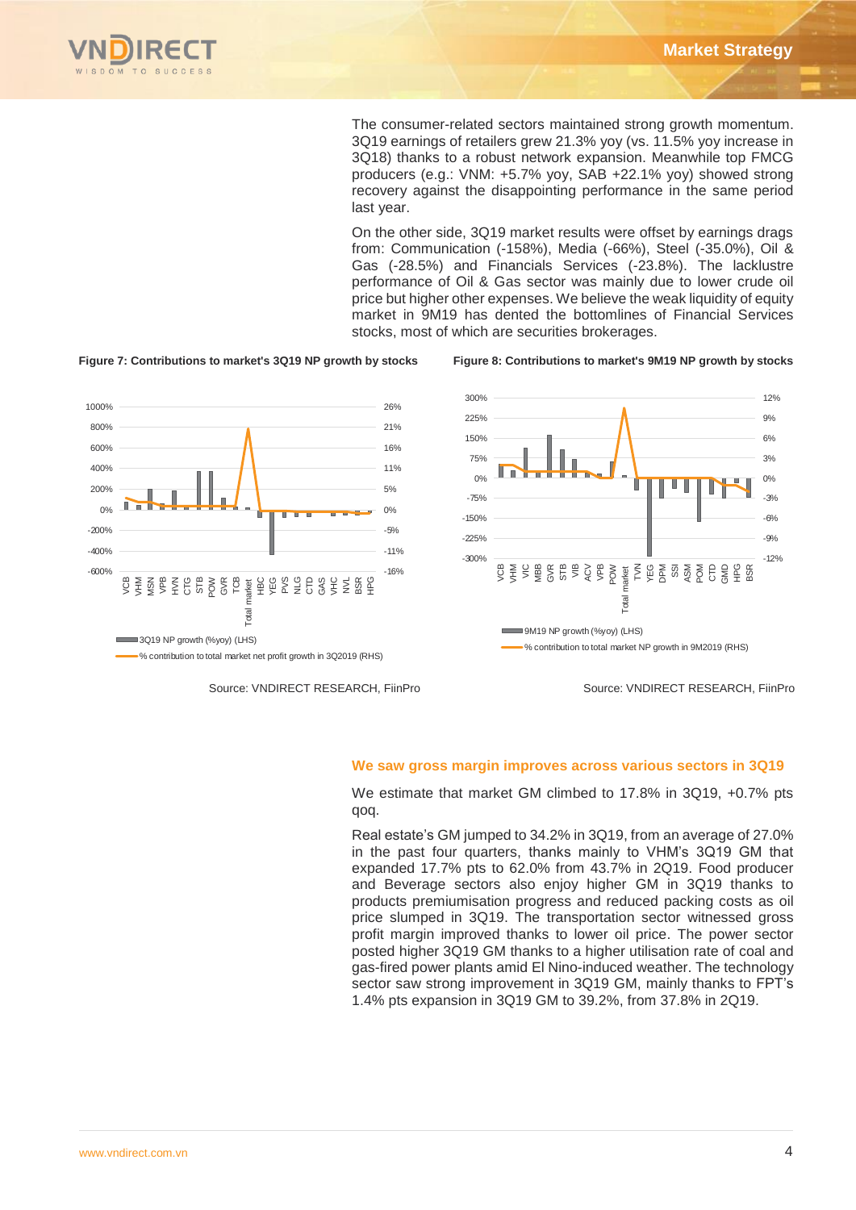The consumer-related sectors maintained strong growth momentum. 3Q19 earnings of retailers grew 21.3% yoy (vs. 11.5% yoy increase in 3Q18) thanks to a robust network expansion. Meanwhile top FMCG producers (e.g.: VNM: +5.7% yoy, SAB +22.1% yoy) showed strong recovery against the disappointing performance in the same period last year.

On the other side, 3Q19 market results were offset by earnings drags from: Communication (-158%), Media (-66%), Steel (-35.0%), Oil & Gas (-28.5%) and Financials Services (-23.8%). The lacklustre performance of Oil & Gas sector was mainly due to lower crude oil price but higher other expenses. We believe the weak liquidity of equity market in 9M19 has dented the bottomlines of Financial Services stocks, most of which are securities brokerages.

**Figure 7: Contributions to market's 3Q19 NP growth by stocks**

Source: VNDIRECT RESEARCH, FiinPro

**Figure 8: Contributions to market's 9M19 NP growth by stocks**

Source: VNDIRECT RESEARCH, FiinPro

### We saw gross margin improves across various sectors in 3Q19

We estimate that market GM climbed to 17.8% in 3Q19, +0.7% pts qoq.

Real estate's GM jumped to 34.2% in 3Q19, from an average of 27.0% in the past four quarters, thanks mainly to VHM's 3Q19 GM that expanded 17.7% pts to 62.0% from 43.7% in 2Q19. Food producer and Beverage sectors also enjoy higher GM in 3Q19 thanks to products premiumisation progress and reduced packing costs as oil price slumped in 3Q19. The transportation sector witnessed gross profit margin improved thanks to lower oil price. The power sector posted higher 3Q19 GM thanks to a higher utilisation rate of coal and gas-fired power plants amid El Nino-induced weather. The technology sector saw strong improvement in 3Q19 GM, mainly thanks to FPT's 1.4% pts expansion in 3Q19 GM to 39.2%, from 37.8% in 2Q19.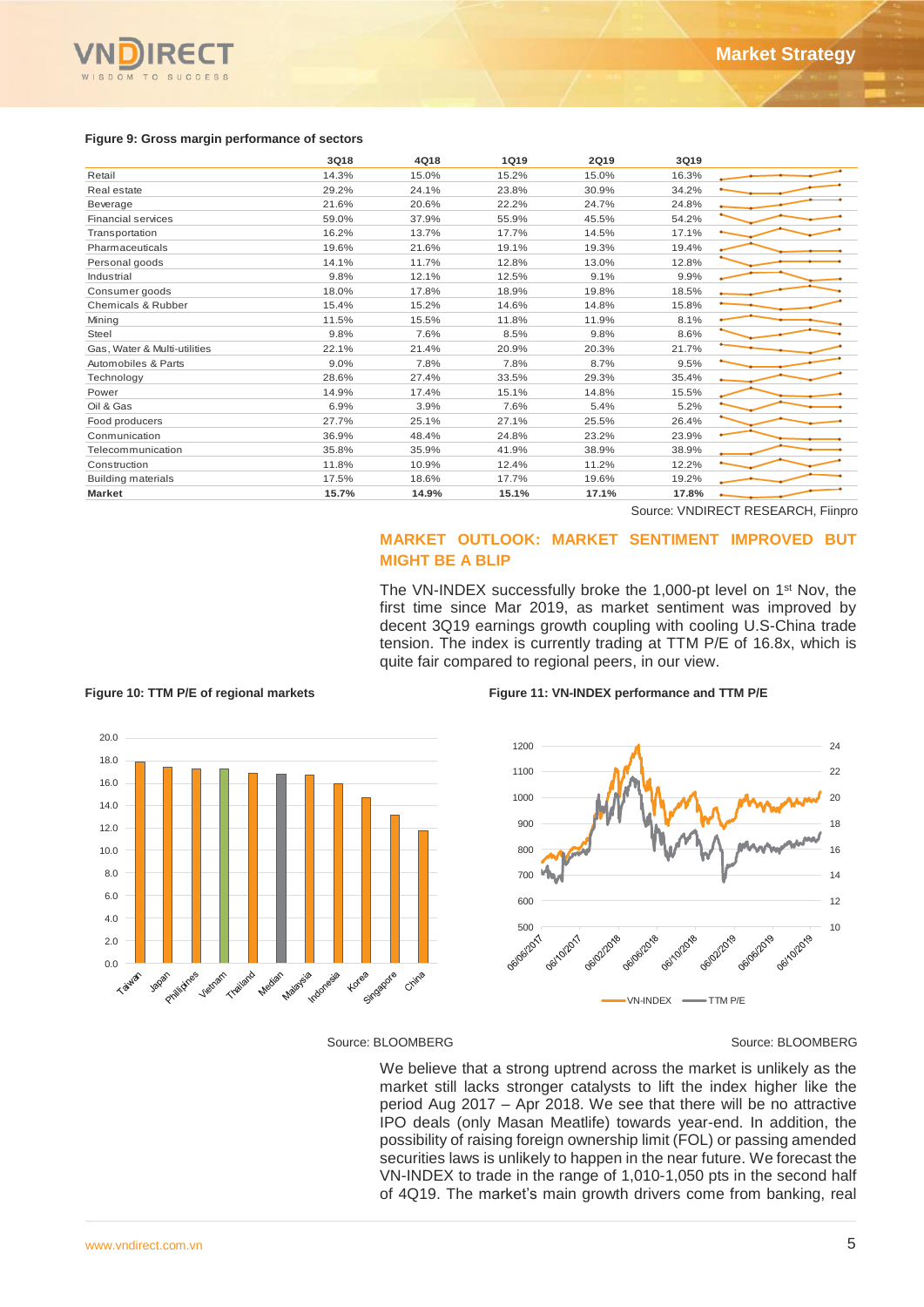**Figure 9: Gross margin performance of sectors**

| | 3Q18 | 4Q18 | 1Q19 | 2Q19 | 3Q19 |
|---|---|---|---|---|---|
| Retail | 14.3% | 15.0% | 15.2% | 15.0% | 16.3% |
| Real estate | 29.2% | 24.1% | 23.8% | 30.9% | 34.2% |
| Beverage | 21.6% | 20.6% | 22.2% | 24.7% | 24.8% |
| Financial services | 59.0% | 37.9% | 55.9% | 45.5% | 54.2% |
| Transportation | 16.2% | 13.7% | 17.7% | 14.5% | 17.1% |
| Pharmaceuticals | 19.6% | 21.6% | 19.1% | 19.3% | 19.4% |
| Personal goods | 14.1% | 11.7% | 12.8% | 13.0% | 12.8% |
| Industrial | 9.8% | 12.1% | 12.5% | 9.1% | 9.9% |
| Consumer goods | 18.0% | 17.8% | 18.9% | 19.8% | 18.5% |
| Chemicals & Rubber | 15.4% | 15.2% | 14.6% | 14.8% | 15.8% |
| Mining | 11.5% | 15.5% | 11.8% | 11.9% | 8.1% |
| Steel | 9.8% | 7.6% | 8.5% | 9.8% | 8.6% |
| Gas, Water & Multi-utilities | 22.1% | 21.4% | 20.9% | 20.3% | 21.7% |
| Automobiles & Parts | 9.0% | 7.8% | 7.8% | 8.7% | 9.5% |
| Technology | 28.6% | 27.4% | 33.5% | 29.3% | 35.4% |
| Power | 14.9% | 17.4% | 15.1% | 14.8% | 15.5% |
| Oil & Gas | 6.9% | 3.9% | 7.6% | 5.4% | 5.2% |
| Food producers | 27.7% | 25.1% | 27.1% | 25.5% | 26.4% |
| Conmunication | 36.9% | 48.4% | 24.8% | 23.2% | 23.9% |
| Telecommunication | 35.8% | 35.9% | 41.9% | 38.9% | 38.9% |
| Construction | 11.8% | 10.9% | 12.4% | 11.2% | 12.2% |
| Building materials | 17.5% | 18.6% | 17.7% | 19.6% | 19.2% |
| **Market** | **15.7%** | **14.9%** | **15.1%** | **17.1%** | **17.8%** |

Source: VNDIRECT RESEARCH, Fiinpro

## MARKET OUTLOOK: MARKET SENTIMENT IMPROVED BUT MIGHT BE A BLIP

The VN-INDEX successfully broke the 1,000-pt level on 1st Nov, the first time since Mar 2019, as market sentiment was improved by decent 3Q19 earnings growth coupling with cooling U.S-China trade tension. The index is currently trading at TTM P/E of 16.8x, which is quite fair compared to regional peers, in our view.

**Figure 10: TTM P/E of regional markets**

Source: BLOOMBERG

**Figure 11: VN-INDEX performance and TTM P/E**

Source: BLOOMBERG

We believe that a strong uptrend across the market is unlikely as the market still lacks stronger catalysts to lift the index higher like the period Aug 2017 – Apr 2018. We see that there will be no attractive IPO deals (only Masan Meatlife) towards year-end. In addition, the possibility of raising foreign ownership limit (FOL) or passing amended securities laws is unlikely to happen in the near future. We forecast the VN-INDEX to trade in the range of 1,010-1,050 pts in the second half of 4Q19. The market's main growth drivers come from banking, real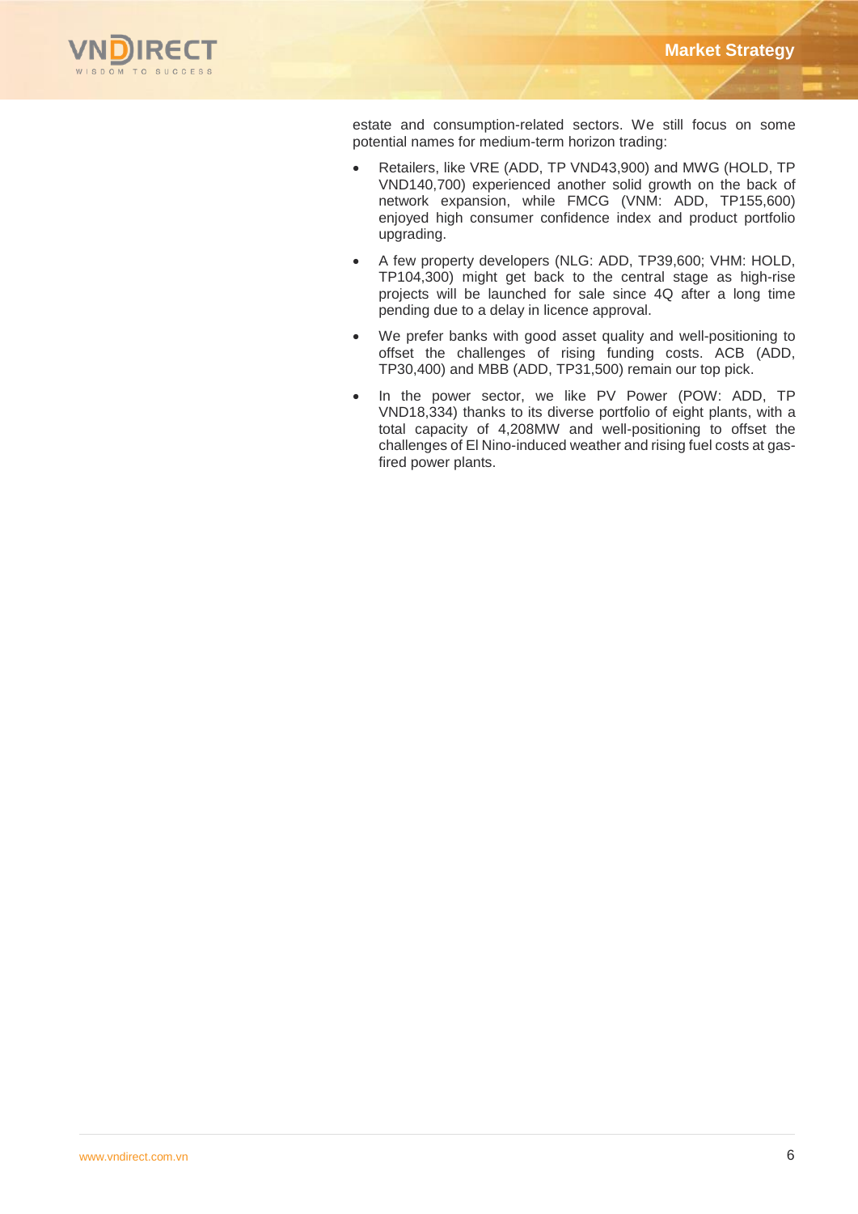estate and consumption-related sectors. We still focus on some potential names for medium-term horizon trading:

- Retailers, like VRE (ADD, TP VND43,900) and MWG (HOLD, TP VND140,700) experienced another solid growth on the back of network expansion, while FMCG (VNM: ADD, TP155,600) enjoyed high consumer confidence index and product portfolio upgrading.
- A few property developers (NLG: ADD, TP39,600; VHM: HOLD, TP104,300) might get back to the central stage as high-rise projects will be launched for sale since 4Q after a long time pending due to a delay in licence approval.
- We prefer banks with good asset quality and well-positioning to offset the challenges of rising funding costs. ACB (ADD, TP30,400) and MBB (ADD, TP31,500) remain our top pick.
- In the power sector, we like PV Power (POW: ADD, TP VND18,334) thanks to its diverse portfolio of eight plants, with a total capacity of 4,208MW and well-positioning to offset the challenges of El Nino-induced weather and rising fuel costs at gas-fired power plants.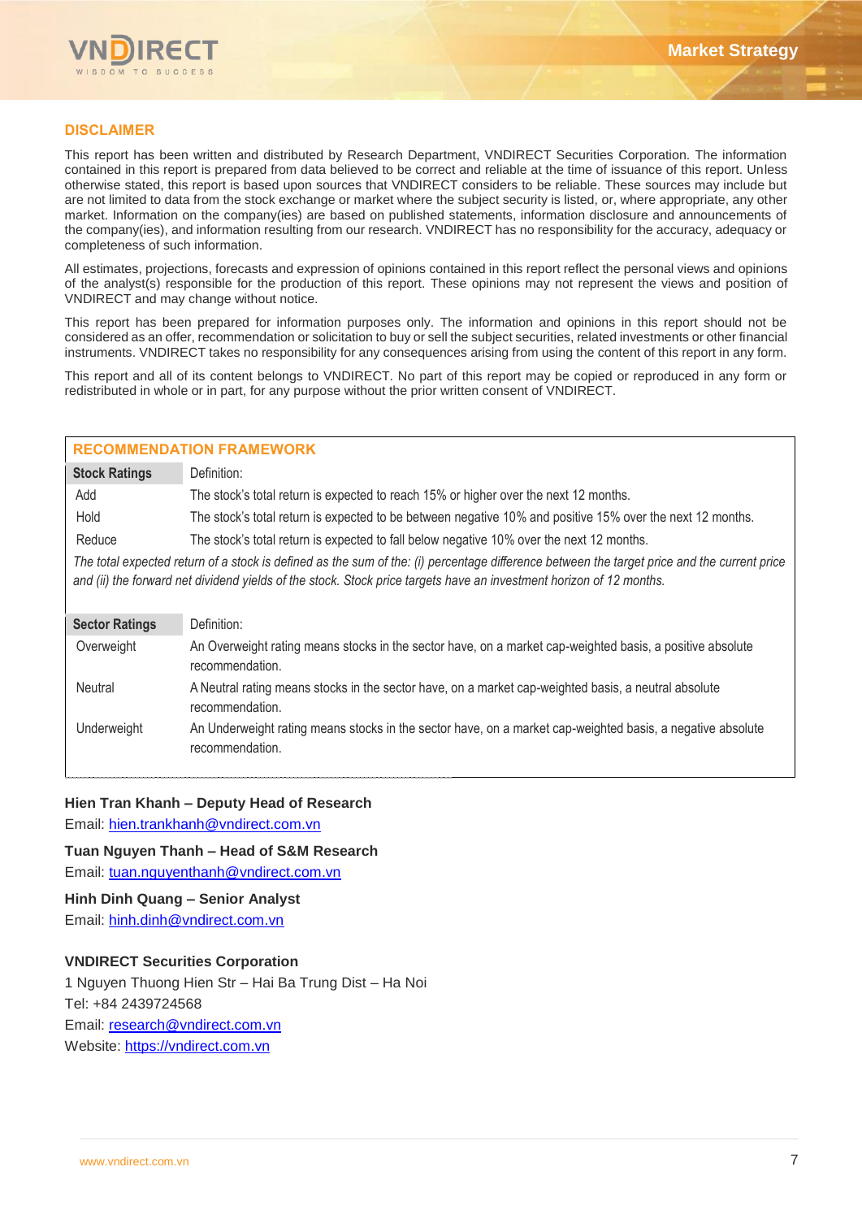## DISCLAIMER

This report has been written and distributed by Research Department, VNDIRECT Securities Corporation. The information contained in this report is prepared from data believed to be correct and reliable at the time of issuance of this report. Unless otherwise stated, this report is based upon sources that VNDIRECT considers to be reliable. These sources may include but are not limited to data from the stock exchange or market where the subject security is listed, or, where appropriate, any other market. Information on the company(ies) are based on published statements, information disclosure and announcements of the company(ies), and information resulting from our research. VNDIRECT has no responsibility for the accuracy, adequacy or completeness of such information.

All estimates, projections, forecasts and expression of opinions contained in this report reflect the personal views and opinions of the analyst(s) responsible for the production of this report. These opinions may not represent the views and position of VNDIRECT and may change without notice.

This report has been prepared for information purposes only. The information and opinions in this report should not be considered as an offer, recommendation or solicitation to buy or sell the subject securities, related investments or other financial instruments. VNDIRECT takes no responsibility for any consequences arising from using the content of this report in any form.

This report and all of its content belongs to VNDIRECT. No part of this report may be copied or reproduced in any form or redistributed in whole or in part, for any purpose without the prior written consent of VNDIRECT.

## RECOMMENDATION FRAMEWORK

| Stock Ratings | Definition: |
| --- | --- |
| Add | The stock's total return is expected to reach 15% or higher over the next 12 months. |
| Hold | The stock's total return is expected to be between negative 10% and positive 15% over the next 12 months. |
| Reduce | The stock's total return is expected to fall below negative 10% over the next 12 months. |

*The total expected return of a stock is defined as the sum of the: (i) percentage difference between the target price and the current price and (ii) the forward net dividend yields of the stock. Stock price targets have an investment horizon of 12 months.*

| Sector Ratings | Definition: |
| --- | --- |
| Overweight | An Overweight rating means stocks in the sector have, on a market cap-weighted basis, a positive absolute recommendation. |
| Neutral | A Neutral rating means stocks in the sector have, on a market cap-weighted basis, a neutral absolute recommendation. |
| Underweight | An Underweight rating means stocks in the sector have, on a market cap-weighted basis, a negative absolute recommendation. |

**Hien Tran Khanh – Deputy Head of Research**
Email: hien.trankhanh@vndirect.com.vn

**Tuan Nguyen Thanh – Head of S&M Research**
Email: tuan.nguyenthanh@vndirect.com.vn

**Hinh Dinh Quang – Senior Analyst**
Email: hinh.dinh@vndirect.com.vn

**VNDIRECT Securities Corporation**
1 Nguyen Thuong Hien Str – Hai Ba Trung Dist – Ha Noi
Tel: +84 2439724568
Email: research@vndirect.com.vn
Website: https://vndirect.com.vn